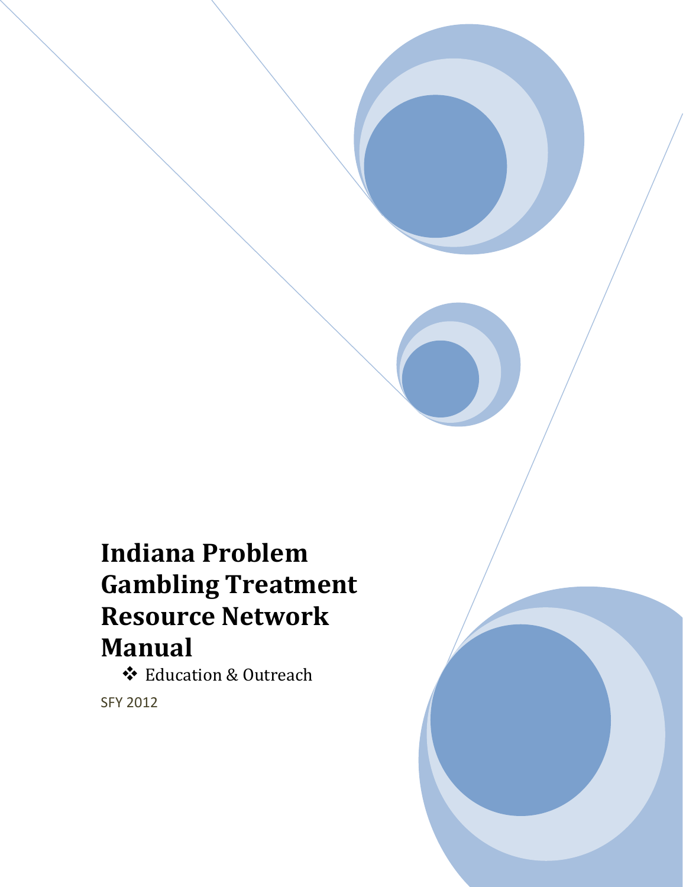# Indiana Problem Gambling Treatment Resource Network Manual

- ❖ Education & Outreach

SFY 2012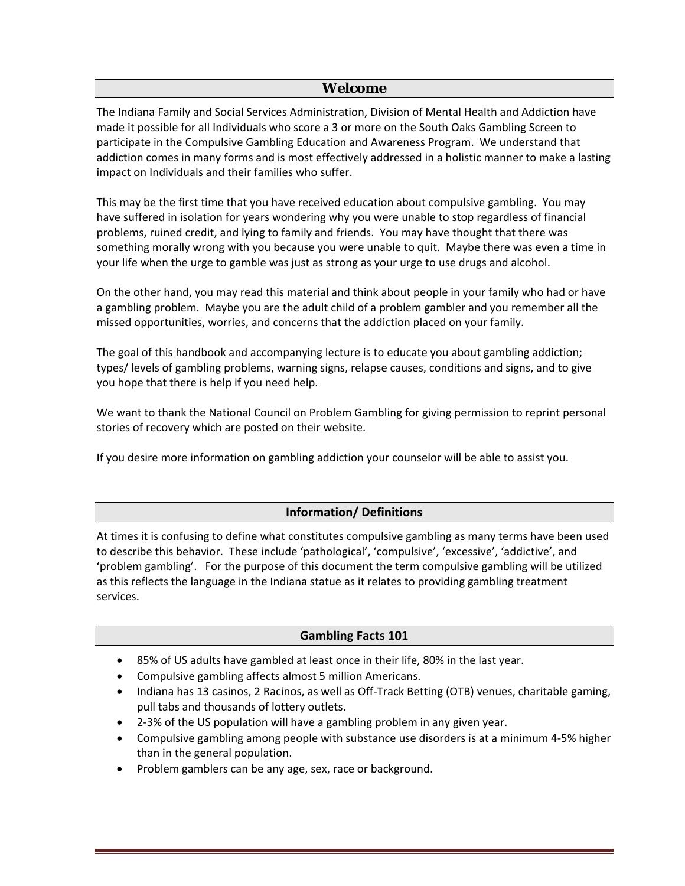## Welcome

The Indiana Family and Social Services Administration, Division of Mental Health and Addiction have made it possible for all Individuals who score a 3 or more on the South Oaks Gambling Screen to participate in the Compulsive Gambling Education and Awareness Program. We understand that addiction comes in many forms and is most effectively addressed in a holistic manner to make a lasting impact on Individuals and their families who suffer.

This may be the first time that you have received education about compulsive gambling. You may have suffered in isolation for years wondering why you were unable to stop regardless of financial problems, ruined credit, and lying to family and friends. You may have thought that there was something morally wrong with you because you were unable to quit. Maybe there was even a time in your life when the urge to gamble was just as strong as your urge to use drugs and alcohol.

On the other hand, you may read this material and think about people in your family who had or have a gambling problem. Maybe you are the adult child of a problem gambler and you remember all the missed opportunities, worries, and concerns that the addiction placed on your family.

The goal of this handbook and accompanying lecture is to educate you about gambling addiction; types/ levels of gambling problems, warning signs, relapse causes, conditions and signs, and to give you hope that there is help if you need help.

We want to thank the National Council on Problem Gambling for giving permission to reprint personal stories of recovery which are posted on their website.

If you desire more information on gambling addiction your counselor will be able to assist you.

## Information/ Definitions

At times it is confusing to define what constitutes compulsive gambling as many terms have been used to describe this behavior. These include 'pathological', 'compulsive', 'excessive', 'addictive', and 'problem gambling'. For the purpose of this document the term compulsive gambling will be utilized as this reflects the language in the Indiana statue as it relates to providing gambling treatment services.

## Gambling Facts 101

- 85% of US adults have gambled at least once in their life, 80% in the last year.
- Compulsive gambling affects almost 5 million Americans.
- Indiana has 13 casinos, 2 Racinos, as well as Off-Track Betting (OTB) venues, charitable gaming, pull tabs and thousands of lottery outlets.
- 2-3% of the US population will have a gambling problem in any given year.
- Compulsive gambling among people with substance use disorders is at a minimum 4-5% higher than in the general population.
- Problem gamblers can be any age, sex, race or background.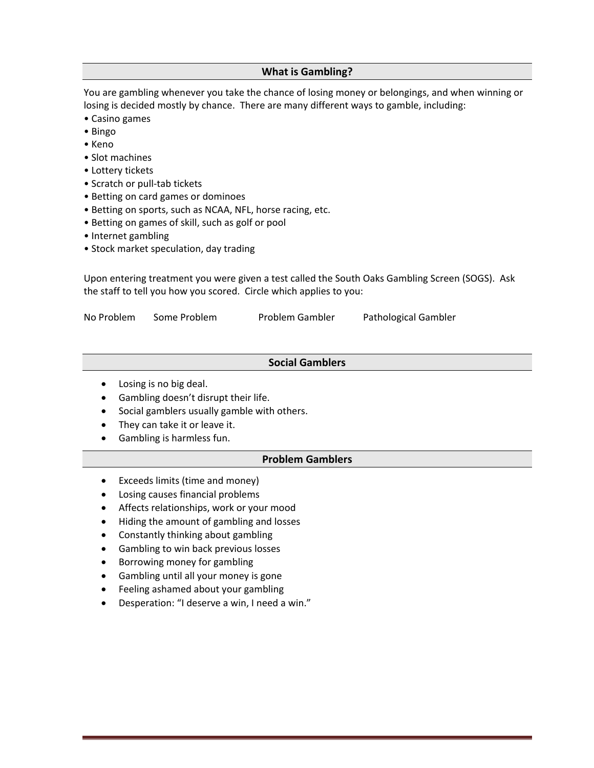## What is Gambling?

You are gambling whenever you take the chance of losing money or belongings, and when winning or losing is decided mostly by chance. There are many different ways to gamble, including:

- Casino games
- Bingo
- Keno
- Slot machines
- Lottery tickets
- Scratch or pull-tab tickets
- Betting on card games or dominoes
- Betting on sports, such as NCAA, NFL, horse racing, etc.
- Betting on games of skill, such as golf or pool
- Internet gambling
- Stock market speculation, day trading

Upon entering treatment you were given a test called the South Oaks Gambling Screen (SOGS). Ask the staff to tell you how you scored. Circle which applies to you:

No Problem     Some Problem     Problem Gambler     Pathological Gambler

## Social Gamblers

- Losing is no big deal.
- Gambling doesn't disrupt their life.
- Social gamblers usually gamble with others.
- They can take it or leave it.
- Gambling is harmless fun.

## Problem Gamblers

- Exceeds limits (time and money)
- Losing causes financial problems
- Affects relationships, work or your mood
- Hiding the amount of gambling and losses
- Constantly thinking about gambling
- Gambling to win back previous losses
- Borrowing money for gambling
- Gambling until all your money is gone
- Feeling ashamed about your gambling
- Desperation: "I deserve a win, I need a win."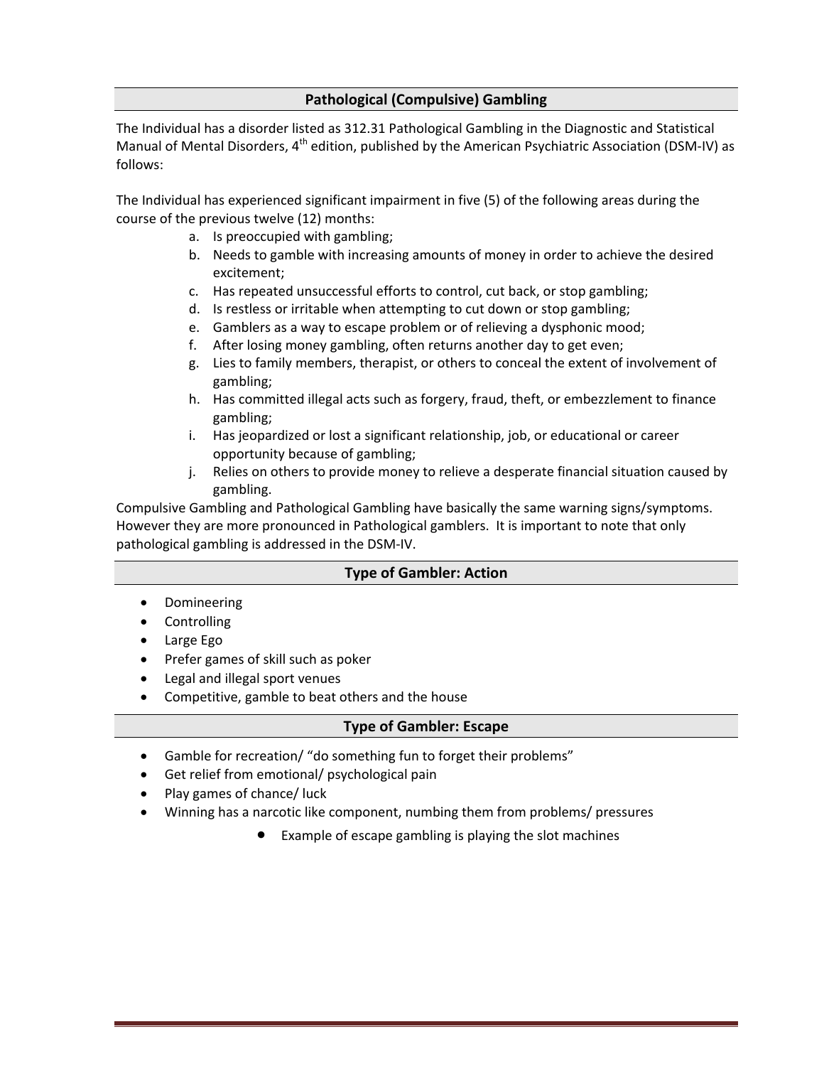## Pathological (Compulsive) Gambling

The Individual has a disorder listed as 312.31 Pathological Gambling in the Diagnostic and Statistical Manual of Mental Disorders, 4th edition, published by the American Psychiatric Association (DSM-IV) as follows:

The Individual has experienced significant impairment in five (5) of the following areas during the course of the previous twelve (12) months:

a. Is preoccupied with gambling;
b. Needs to gamble with increasing amounts of money in order to achieve the desired excitement;
c. Has repeated unsuccessful efforts to control, cut back, or stop gambling;
d. Is restless or irritable when attempting to cut down or stop gambling;
e. Gamblers as a way to escape problem or of relieving a dysphonic mood;
f. After losing money gambling, often returns another day to get even;
g. Lies to family members, therapist, or others to conceal the extent of involvement of gambling;
h. Has committed illegal acts such as forgery, fraud, theft, or embezzlement to finance gambling;
i. Has jeopardized or lost a significant relationship, job, or educational or career opportunity because of gambling;
j. Relies on others to provide money to relieve a desperate financial situation caused by gambling.

Compulsive Gambling and Pathological Gambling have basically the same warning signs/symptoms. However they are more pronounced in Pathological gamblers. It is important to note that only pathological gambling is addressed in the DSM-IV.

## Type of Gambler: Action

- Domineering
- Controlling
- Large Ego
- Prefer games of skill such as poker
- Legal and illegal sport venues
- Competitive, gamble to beat others and the house

## Type of Gambler: Escape

- Gamble for recreation/ "do something fun to forget their problems"
- Get relief from emotional/ psychological pain
- Play games of chance/ luck
- Winning has a narcotic like component, numbing them from problems/ pressures
  - Example of escape gambling is playing the slot machines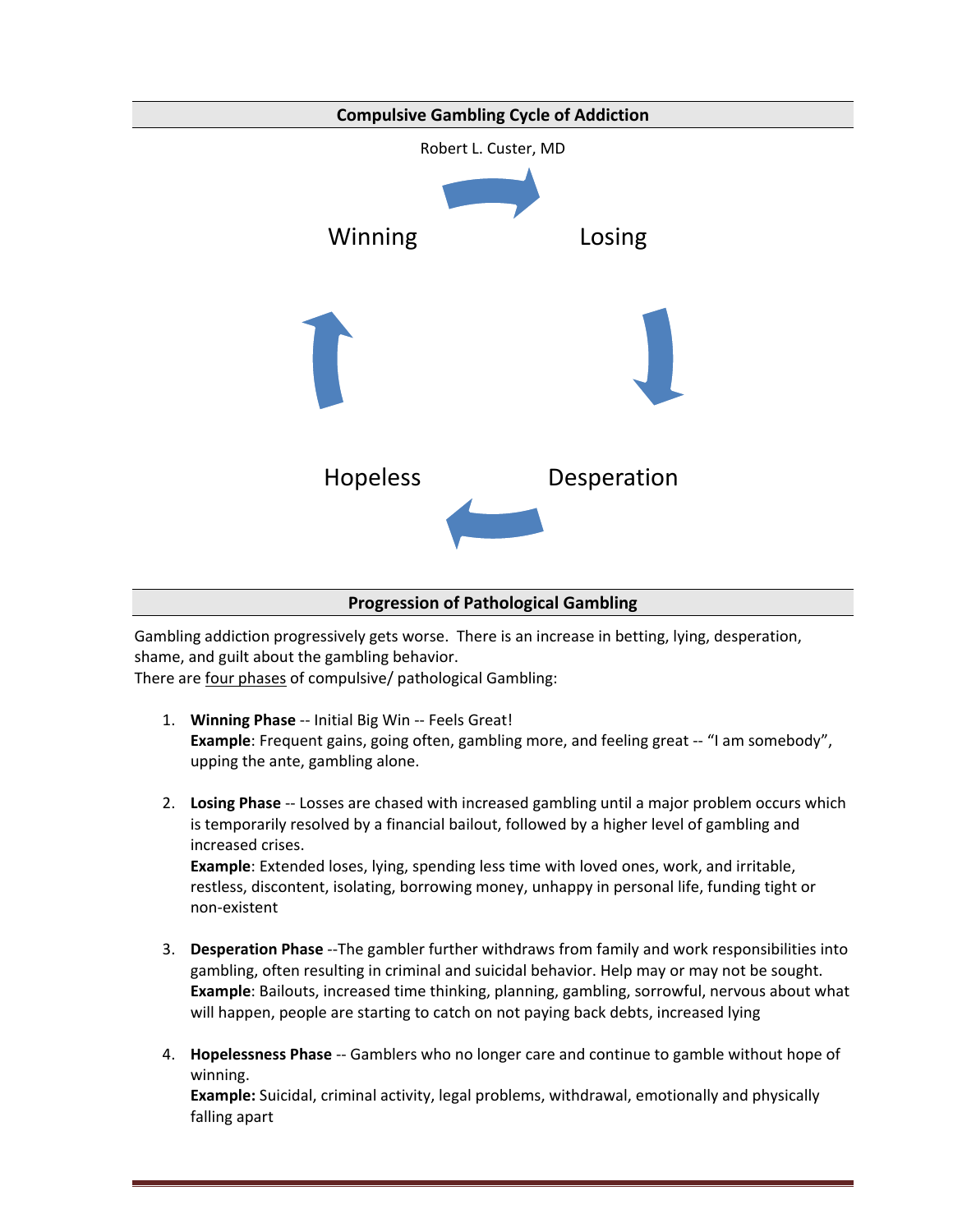## Compulsive Gambling Cycle of Addiction

Robert L. Custer, MD

Winning → Losing → Desperation → Hopeless → Winning

## Progression of Pathological Gambling

Gambling addiction progressively gets worse. There is an increase in betting, lying, desperation, shame, and guilt about the gambling behavior.
There are four phases of compulsive/ pathological Gambling:

1. **Winning Phase** -- Initial Big Win -- Feels Great!
   **Example**: Frequent gains, going often, gambling more, and feeling great -- "I am somebody", upping the ante, gambling alone.

2. **Losing Phase** -- Losses are chased with increased gambling until a major problem occurs which is temporarily resolved by a financial bailout, followed by a higher level of gambling and increased crises.
   **Example**: Extended loses, lying, spending less time with loved ones, work, and irritable, restless, discontent, isolating, borrowing money, unhappy in personal life, funding tight or non-existent

3. **Desperation Phase** --The gambler further withdraws from family and work responsibilities into gambling, often resulting in criminal and suicidal behavior. Help may or may not be sought.
   **Example**: Bailouts, increased time thinking, planning, gambling, sorrowful, nervous about what will happen, people are starting to catch on not paying back debts, increased lying

4. **Hopelessness Phase** -- Gamblers who no longer care and continue to gamble without hope of winning.
   **Example:** Suicidal, criminal activity, legal problems, withdrawal, emotionally and physically falling apart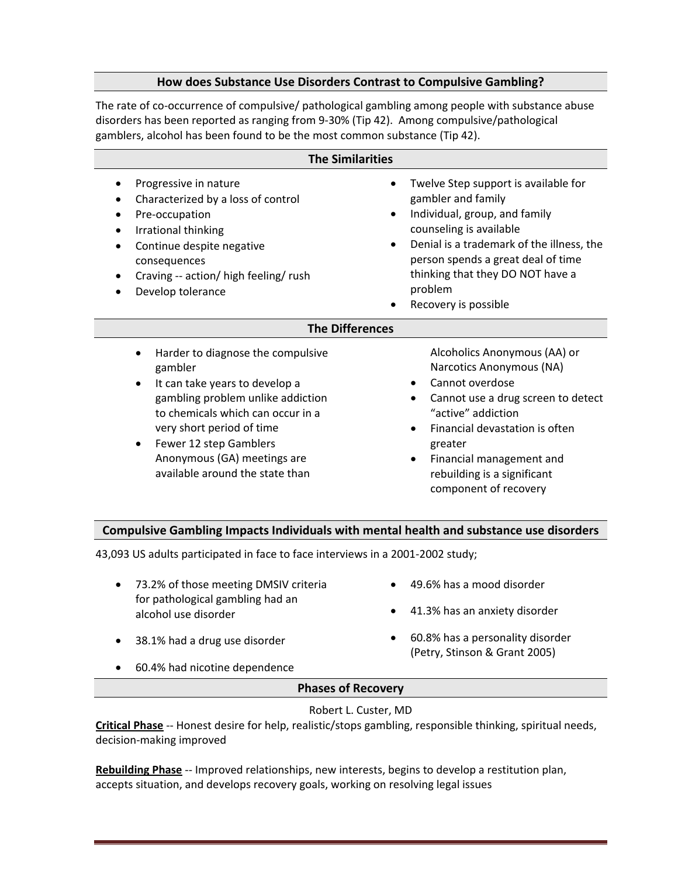## How does Substance Use Disorders Contrast to Compulsive Gambling?

The rate of co-occurrence of compulsive/ pathological gambling among people with substance abuse disorders has been reported as ranging from 9-30% (Tip 42). Among compulsive/pathological gamblers, alcohol has been found to be the most common substance (Tip 42).

## The Similarities

- Progressive in nature
- Characterized by a loss of control
- Pre-occupation
- Irrational thinking
- Continue despite negative consequences
- Craving -- action/ high feeling/ rush
- Develop tolerance
- Twelve Step support is available for gambler and family
- Individual, group, and family counseling is available
- Denial is a trademark of the illness, the person spends a great deal of time thinking that they DO NOT have a problem
- Recovery is possible

## The Differences

- Harder to diagnose the compulsive gambler
- It can take years to develop a gambling problem unlike addiction to chemicals which can occur in a very short period of time
- Fewer 12 step Gamblers Anonymous (GA) meetings are available around the state than Alcoholics Anonymous (AA) or Narcotics Anonymous (NA)
- Cannot overdose
- Cannot use a drug screen to detect "active" addiction
- Financial devastation is often greater
- Financial management and rebuilding is a significant component of recovery

## Compulsive Gambling Impacts Individuals with mental health and substance use disorders

43,093 US adults participated in face to face interviews in a 2001-2002 study;

- 73.2% of those meeting DMSIV criteria for pathological gambling had an alcohol use disorder
- 38.1% had a drug use disorder
- 60.4% had nicotine dependence
- 49.6% has a mood disorder
- 41.3% has an anxiety disorder
- 60.8% has a personality disorder (Petry, Stinson & Grant 2005)

## Phases of Recovery

Robert L. Custer, MD

**Critical Phase** -- Honest desire for help, realistic/stops gambling, responsible thinking, spiritual needs, decision-making improved

**Rebuilding Phase** -- Improved relationships, new interests, begins to develop a restitution plan, accepts situation, and develops recovery goals, working on resolving legal issues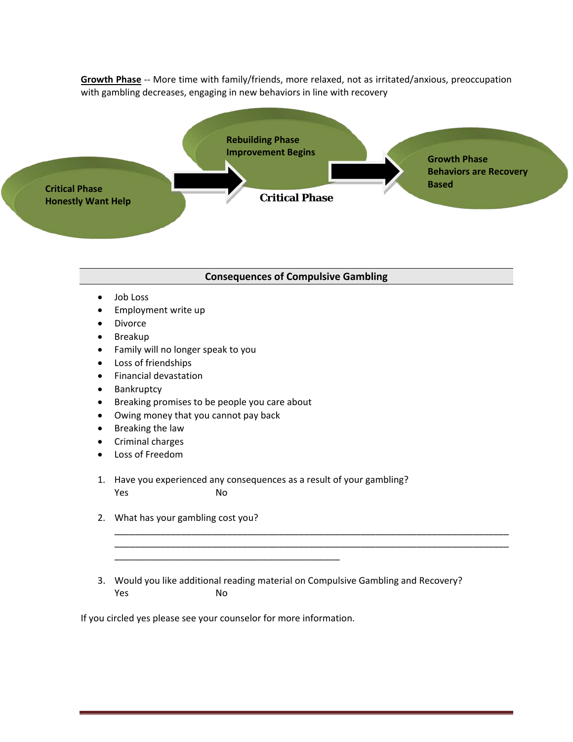**<u>Growth Phase</u>** -- More time with family/friends, more relaxed, not as irritated/anxious, preoccupation with gambling decreases, engaging in new behaviors in line with recovery

**Critical Phase**
**Honestly Want Help**

**Rebuilding Phase**
**Improvement Begins**

**Critical Phase**

**Growth Phase**
**Behaviors are Recovery Based**

## Consequences of Compulsive Gambling

- Job Loss
- Employment write up
- Divorce
- Breakup
- Family will no longer speak to you
- Loss of friendships
- Financial devastation
- Bankruptcy
- Breaking promises to be people you care about
- Owing money that you cannot pay back
- Breaking the law
- Criminal charges
- Loss of Freedom

1. Have you experienced any consequences as a result of your gambling?
   Yes No

2. What has your gambling cost you?
   ________________________________________________________________________________
   ________________________________________________________________________________
   ______________________________________________

3. Would you like additional reading material on Compulsive Gambling and Recovery?
   Yes No

If you circled yes please see your counselor for more information.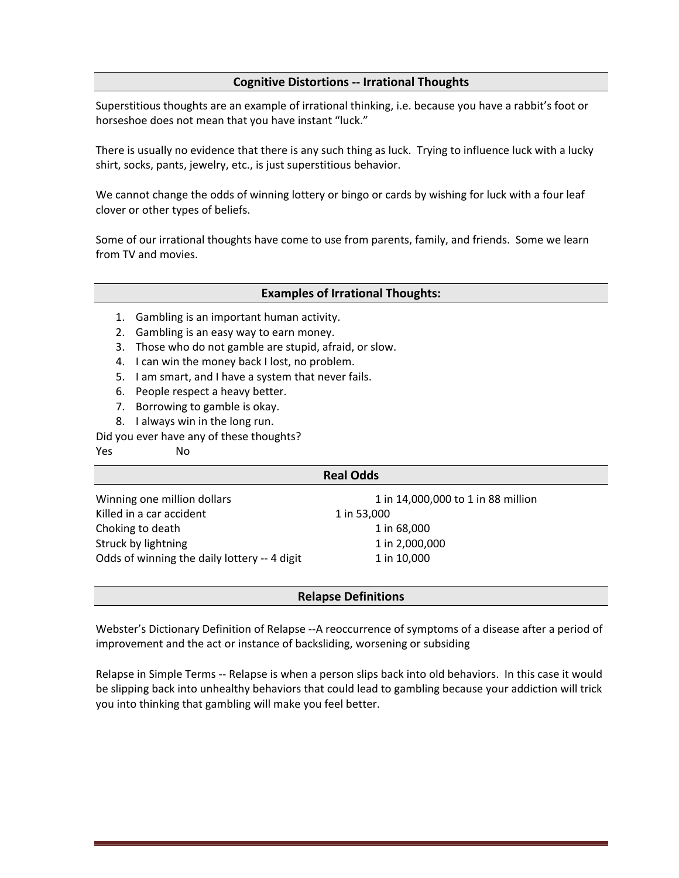## Cognitive Distortions -- Irrational Thoughts

Superstitious thoughts are an example of irrational thinking, i.e. because you have a rabbit's foot or horseshoe does not mean that you have instant "luck."

There is usually no evidence that there is any such thing as luck. Trying to influence luck with a lucky shirt, socks, pants, jewelry, etc., is just superstitious behavior.

We cannot change the odds of winning lottery or bingo or cards by wishing for luck with a four leaf clover or other types of beliefs.

Some of our irrational thoughts have come to use from parents, family, and friends. Some we learn from TV and movies.

## Examples of Irrational Thoughts:

1. Gambling is an important human activity.
2. Gambling is an easy way to earn money.
3. Those who do not gamble are stupid, afraid, or slow.
4. I can win the money back I lost, no problem.
5. I am smart, and I have a system that never fails.
6. People respect a heavy better.
7. Borrowing to gamble is okay.
8. I always win in the long run.

Did you ever have any of these thoughts?

Yes No

## Real Odds

| | |
|---|---|
| Winning one million dollars | 1 in 14,000,000 to 1 in 88 million |
| Killed in a car accident | 1 in 53,000 |
| Choking to death | 1 in 68,000 |
| Struck by lightning | 1 in 2,000,000 |
| Odds of winning the daily lottery -- 4 digit | 1 in 10,000 |

## Relapse Definitions

Webster's Dictionary Definition of Relapse --A reoccurrence of symptoms of a disease after a period of improvement and the act or instance of backsliding, worsening or subsiding

Relapse in Simple Terms -- Relapse is when a person slips back into old behaviors. In this case it would be slipping back into unhealthy behaviors that could lead to gambling because your addiction will trick you into thinking that gambling will make you feel better.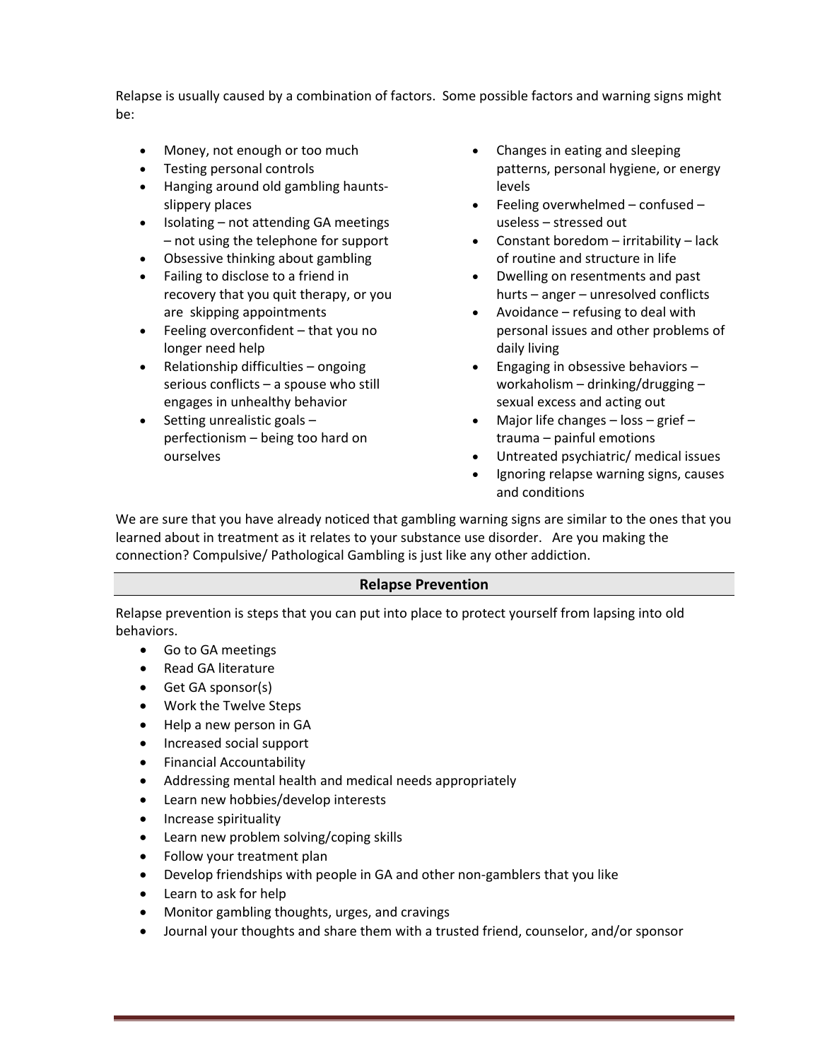Relapse is usually caused by a combination of factors. Some possible factors and warning signs might be:

- Money, not enough or too much
- Testing personal controls
- Hanging around old gambling haunts- slippery places
- Isolating – not attending GA meetings – not using the telephone for support
- Obsessive thinking about gambling
- Failing to disclose to a friend in recovery that you quit therapy, or you are skipping appointments
- Feeling overconfident – that you no longer need help
- Relationship difficulties – ongoing serious conflicts – a spouse who still engages in unhealthy behavior
- Setting unrealistic goals – perfectionism – being too hard on ourselves
- Changes in eating and sleeping patterns, personal hygiene, or energy levels
- Feeling overwhelmed – confused – useless – stressed out
- Constant boredom – irritability – lack of routine and structure in life
- Dwelling on resentments and past hurts – anger – unresolved conflicts
- Avoidance – refusing to deal with personal issues and other problems of daily living
- Engaging in obsessive behaviors – workaholism – drinking/drugging – sexual excess and acting out
- Major life changes – loss – grief – trauma – painful emotions
- Untreated psychiatric/ medical issues
- Ignoring relapse warning signs, causes and conditions

We are sure that you have already noticed that gambling warning signs are similar to the ones that you learned about in treatment as it relates to your substance use disorder. Are you making the connection? Compulsive/ Pathological Gambling is just like any other addiction.

## Relapse Prevention

Relapse prevention is steps that you can put into place to protect yourself from lapsing into old behaviors.

- Go to GA meetings
- Read GA literature
- Get GA sponsor(s)
- Work the Twelve Steps
- Help a new person in GA
- Increased social support
- Financial Accountability
- Addressing mental health and medical needs appropriately
- Learn new hobbies/develop interests
- Increase spirituality
- Learn new problem solving/coping skills
- Follow your treatment plan
- Develop friendships with people in GA and other non-gamblers that you like
- Learn to ask for help
- Monitor gambling thoughts, urges, and cravings
- Journal your thoughts and share them with a trusted friend, counselor, and/or sponsor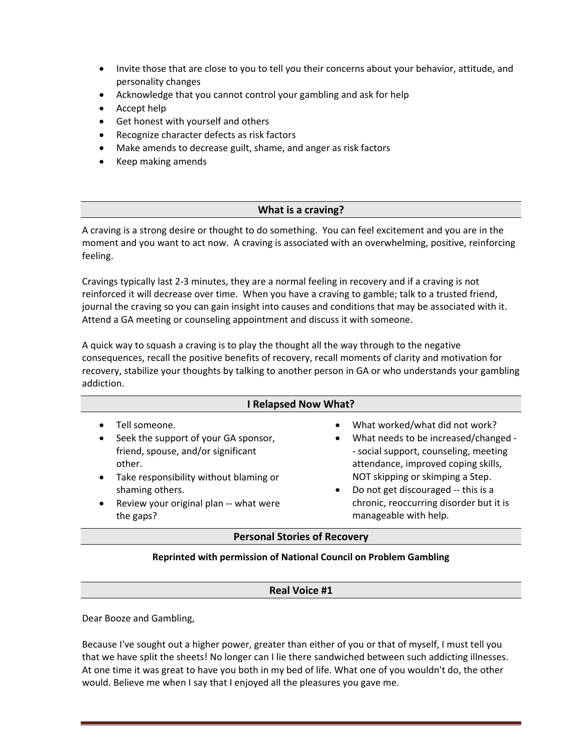- Invite those that are close to you to tell you their concerns about your behavior, attitude, and personality changes
- Acknowledge that you cannot control your gambling and ask for help
- Accept help
- Get honest with yourself and others
- Recognize character defects as risk factors
- Make amends to decrease guilt, shame, and anger as risk factors
- Keep making amends

## What is a craving?

A craving is a strong desire or thought to do something. You can feel excitement and you are in the moment and you want to act now. A craving is associated with an overwhelming, positive, reinforcing feeling.

Cravings typically last 2-3 minutes, they are a normal feeling in recovery and if a craving is not reinforced it will decrease over time. When you have a craving to gamble; talk to a trusted friend, journal the craving so you can gain insight into causes and conditions that may be associated with it. Attend a GA meeting or counseling appointment and discuss it with someone.

A quick way to squash a craving is to play the thought all the way through to the negative consequences, recall the positive benefits of recovery, recall moments of clarity and motivation for recovery, stabilize your thoughts by talking to another person in GA or who understands your gambling addiction.

## I Relapsed Now What?

- Tell someone.
- Seek the support of your GA sponsor, friend, spouse, and/or significant other.
- Take responsibility without blaming or shaming others.
- Review your original plan -- what were the gaps?
- What worked/what did not work?
- What needs to be increased/changed -- social support, counseling, meeting attendance, improved coping skills, NOT skipping or skimping a Step.
- Do not get discouraged -- this is a chronic, reoccurring disorder but it is manageable with help.

## Personal Stories of Recovery

**Reprinted with permission of National Council on Problem Gambling**

## Real Voice #1

Dear Booze and Gambling,

Because I've sought out a higher power, greater than either of you or that of myself, I must tell you that we have split the sheets! No longer can I lie there sandwiched between such addicting illnesses. At one time it was great to have you both in my bed of life. What one of you wouldn't do, the other would. Believe me when I say that I enjoyed all the pleasures you gave me.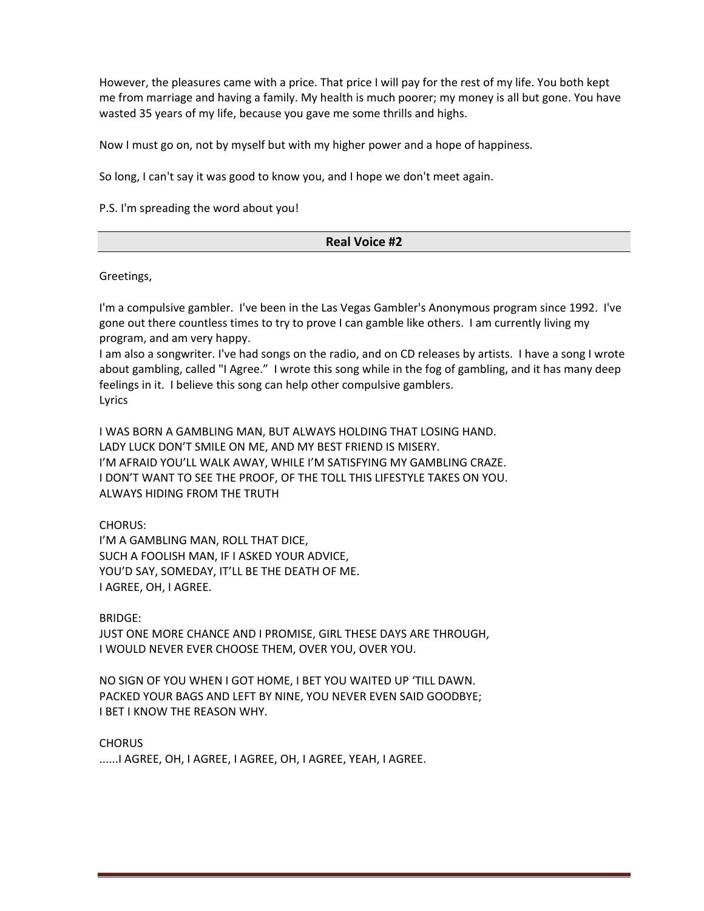However, the pleasures came with a price. That price I will pay for the rest of my life. You both kept me from marriage and having a family. My health is much poorer; my money is all but gone. You have wasted 35 years of my life, because you gave me some thrills and highs.

Now I must go on, not by myself but with my higher power and a hope of happiness.

So long, I can't say it was good to know you, and I hope we don't meet again.

P.S. I'm spreading the word about you!

## Real Voice #2

Greetings,

I'm a compulsive gambler. I've been in the Las Vegas Gambler's Anonymous program since 1992. I've gone out there countless times to try to prove I can gamble like others. I am currently living my program, and am very happy.

I am also a songwriter. I've had songs on the radio, and on CD releases by artists. I have a song I wrote about gambling, called "I Agree." I wrote this song while in the fog of gambling, and it has many deep feelings in it. I believe this song can help other compulsive gamblers.

Lyrics

I WAS BORN A GAMBLING MAN, BUT ALWAYS HOLDING THAT LOSING HAND.
LADY LUCK DON'T SMILE ON ME, AND MY BEST FRIEND IS MISERY.
I'M AFRAID YOU'LL WALK AWAY, WHILE I'M SATISFYING MY GAMBLING CRAZE.
I DON'T WANT TO SEE THE PROOF, OF THE TOLL THIS LIFESTYLE TAKES ON YOU.
ALWAYS HIDING FROM THE TRUTH

CHORUS:
I'M A GAMBLING MAN, ROLL THAT DICE,
SUCH A FOOLISH MAN, IF I ASKED YOUR ADVICE,
YOU'D SAY, SOMEDAY, IT'LL BE THE DEATH OF ME.
I AGREE, OH, I AGREE.

BRIDGE:
JUST ONE MORE CHANCE AND I PROMISE, GIRL THESE DAYS ARE THROUGH,
I WOULD NEVER EVER CHOOSE THEM, OVER YOU, OVER YOU.

NO SIGN OF YOU WHEN I GOT HOME, I BET YOU WAITED UP 'TILL DAWN.
PACKED YOUR BAGS AND LEFT BY NINE, YOU NEVER EVEN SAID GOODBYE;
I BET I KNOW THE REASON WHY.

CHORUS
......I AGREE, OH, I AGREE, I AGREE, OH, I AGREE, YEAH, I AGREE.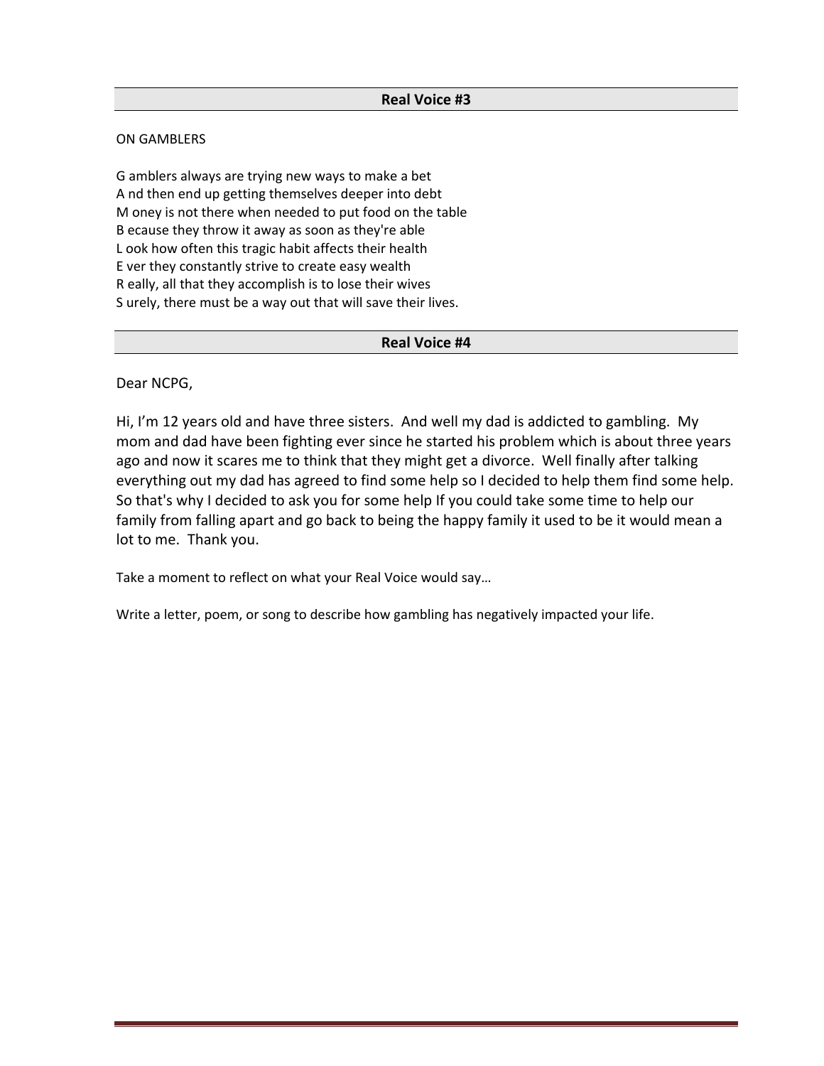## Real Voice #3

ON GAMBLERS

G amblers always are trying new ways to make a bet
A nd then end up getting themselves deeper into debt
M oney is not there when needed to put food on the table
B ecause they throw it away as soon as they're able
L ook how often this tragic habit affects their health
E ver they constantly strive to create easy wealth
R eally, all that they accomplish is to lose their wives
S urely, there must be a way out that will save their lives.

## Real Voice #4

Dear NCPG,

Hi, I'm 12 years old and have three sisters. And well my dad is addicted to gambling. My mom and dad have been fighting ever since he started his problem which is about three years ago and now it scares me to think that they might get a divorce. Well finally after talking everything out my dad has agreed to find some help so I decided to help them find some help. So that's why I decided to ask you for some help If you could take some time to help our family from falling apart and go back to being the happy family it used to be it would mean a lot to me. Thank you.

Take a moment to reflect on what your Real Voice would say…

Write a letter, poem, or song to describe how gambling has negatively impacted your life.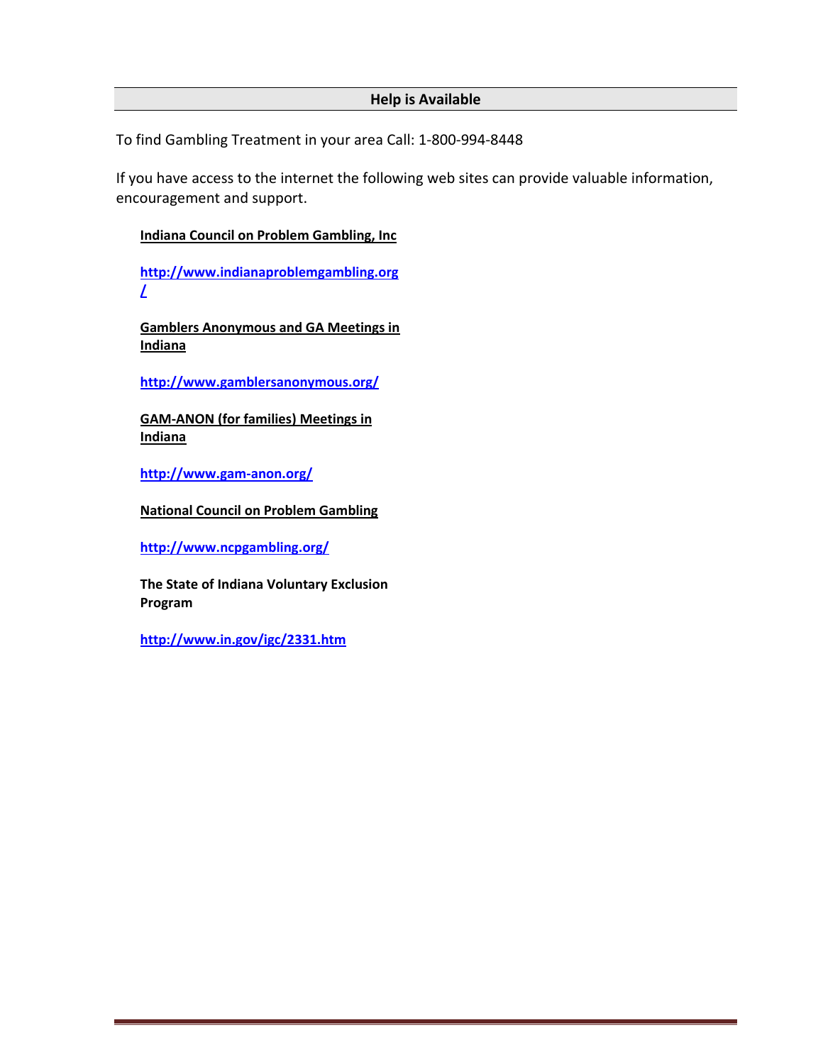## Help is Available

To find Gambling Treatment in your area Call: 1-800-994-8448

If you have access to the internet the following web sites can provide valuable information, encouragement and support.

**Indiana Council on Problem Gambling, Inc**

**http://www.indianaproblemgambling.org/**

**Gamblers Anonymous and GA Meetings in Indiana**

**http://www.gamblersanonymous.org/**

**GAM-ANON (for families) Meetings in Indiana**

**http://www.gam-anon.org/**

**National Council on Problem Gambling**

**http://www.ncpgambling.org/**

**The State of Indiana Voluntary Exclusion Program**

**http://www.in.gov/igc/2331.htm**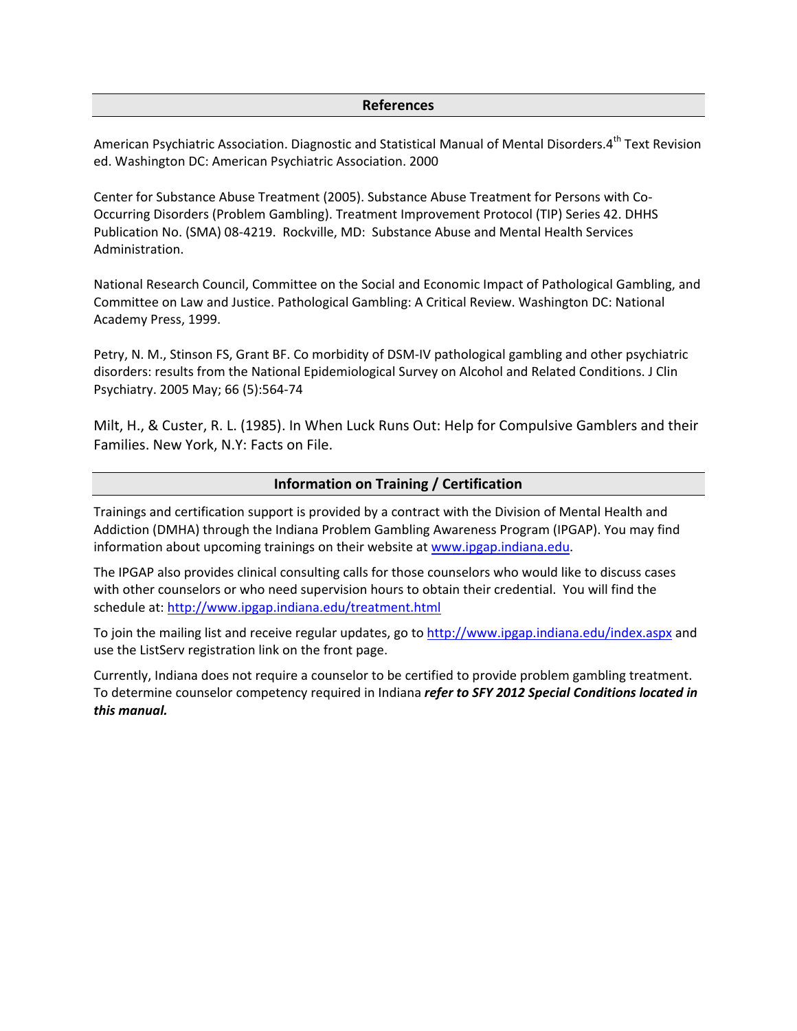## References

American Psychiatric Association. Diagnostic and Statistical Manual of Mental Disorders.4th Text Revision ed. Washington DC: American Psychiatric Association. 2000

Center for Substance Abuse Treatment (2005). Substance Abuse Treatment for Persons with Co-Occurring Disorders (Problem Gambling). Treatment Improvement Protocol (TIP) Series 42. DHHS Publication No. (SMA) 08-4219. Rockville, MD: Substance Abuse and Mental Health Services Administration.

National Research Council, Committee on the Social and Economic Impact of Pathological Gambling, and Committee on Law and Justice. Pathological Gambling: A Critical Review. Washington DC: National Academy Press, 1999.

Petry, N. M., Stinson FS, Grant BF. Co morbidity of DSM-IV pathological gambling and other psychiatric disorders: results from the National Epidemiological Survey on Alcohol and Related Conditions. J Clin Psychiatry. 2005 May; 66 (5):564-74

Milt, H., & Custer, R. L. (1985). In When Luck Runs Out: Help for Compulsive Gamblers and their Families. New York, N.Y: Facts on File.

## Information on Training / Certification

Trainings and certification support is provided by a contract with the Division of Mental Health and Addiction (DMHA) through the Indiana Problem Gambling Awareness Program (IPGAP). You may find information about upcoming trainings on their website at www.ipgap.indiana.edu.

The IPGAP also provides clinical consulting calls for those counselors who would like to discuss cases with other counselors or who need supervision hours to obtain their credential. You will find the schedule at: http://www.ipgap.indiana.edu/treatment.html

To join the mailing list and receive regular updates, go to http://www.ipgap.indiana.edu/index.aspx and use the ListServ registration link on the front page.

Currently, Indiana does not require a counselor to be certified to provide problem gambling treatment. To determine counselor competency required in Indiana ***refer to SFY 2012 Special Conditions located in this manual.***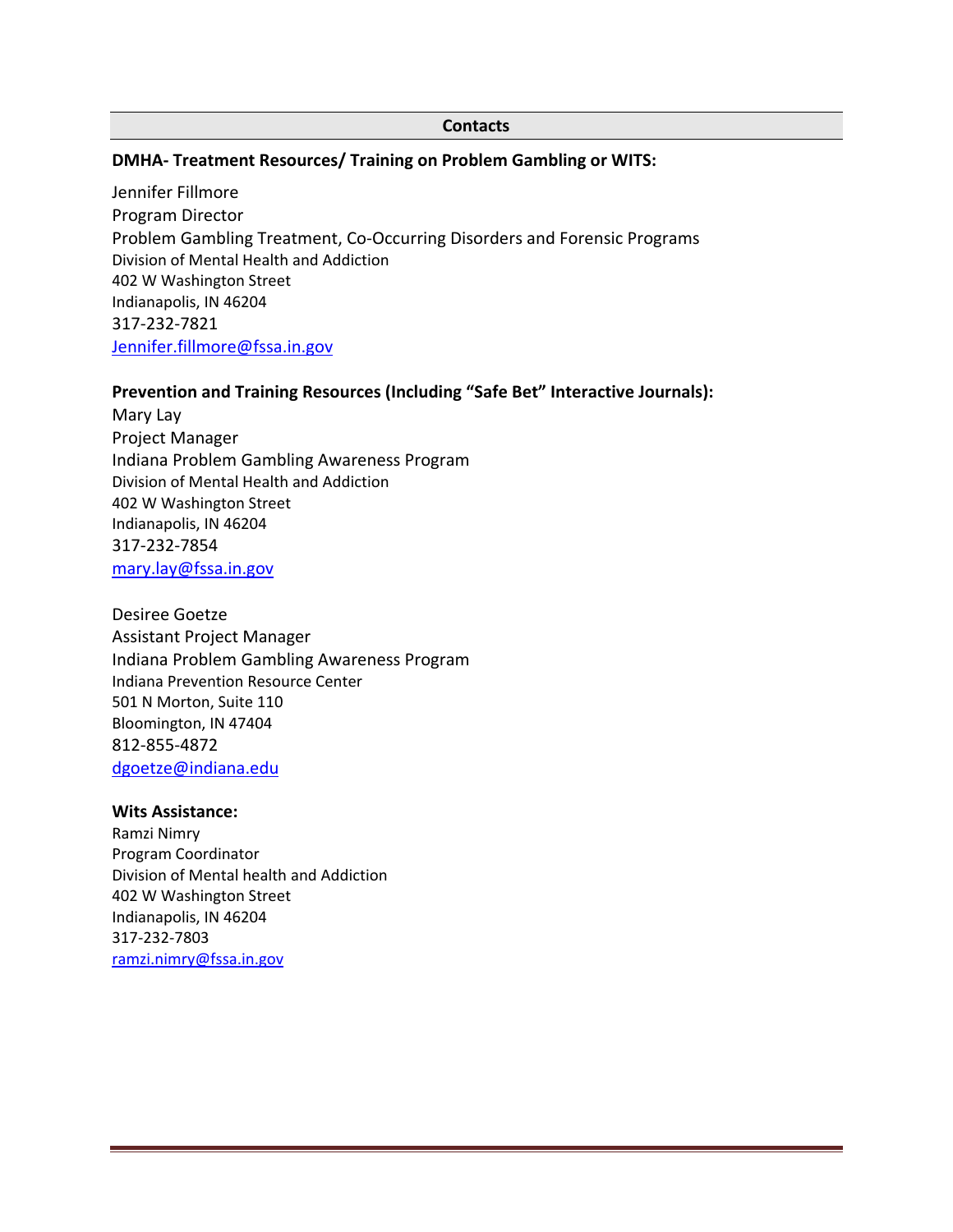## Contacts

**DMHA- Treatment Resources/ Training on Problem Gambling or WITS:**

Jennifer Fillmore
Program Director
Problem Gambling Treatment, Co-Occurring Disorders and Forensic Programs
Division of Mental Health and Addiction
402 W Washington Street
Indianapolis, IN 46204
317-232-7821
Jennifer.fillmore@fssa.in.gov

**Prevention and Training Resources (Including "Safe Bet" Interactive Journals):**

Mary Lay
Project Manager
Indiana Problem Gambling Awareness Program
Division of Mental Health and Addiction
402 W Washington Street
Indianapolis, IN 46204
317-232-7854
mary.lay@fssa.in.gov

Desiree Goetze
Assistant Project Manager
Indiana Problem Gambling Awareness Program
Indiana Prevention Resource Center
501 N Morton, Suite 110
Bloomington, IN 47404
812-855-4872
dgoetze@indiana.edu

**Wits Assistance:**

Ramzi Nimry
Program Coordinator
Division of Mental health and Addiction
402 W Washington Street
Indianapolis, IN 46204
317-232-7803
ramzi.nimry@fssa.in.gov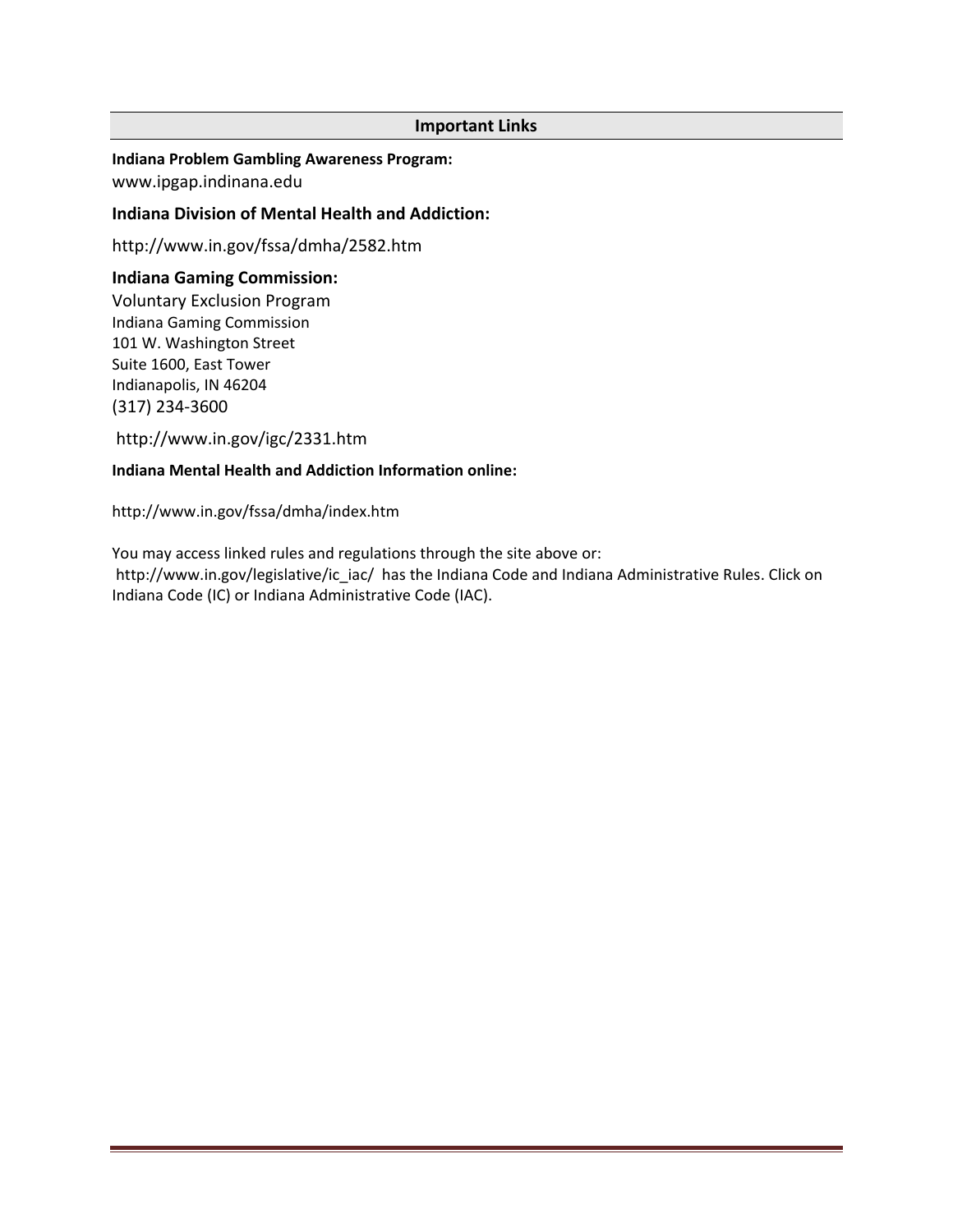## Important Links

**Indiana Problem Gambling Awareness Program:**
www.ipgap.indinana.edu

**Indiana Division of Mental Health and Addiction:**

http://www.in.gov/fssa/dmha/2582.htm

**Indiana Gaming Commission:**
Voluntary Exclusion Program
Indiana Gaming Commission
101 W. Washington Street
Suite 1600, East Tower
Indianapolis, IN 46204
(317) 234-3600

http://www.in.gov/igc/2331.htm

**Indiana Mental Health and Addiction Information online:**

http://www.in.gov/fssa/dmha/index.htm

You may access linked rules and regulations through the site above or:
http://www.in.gov/legislative/ic_iac/ has the Indiana Code and Indiana Administrative Rules. Click on Indiana Code (IC) or Indiana Administrative Code (IAC).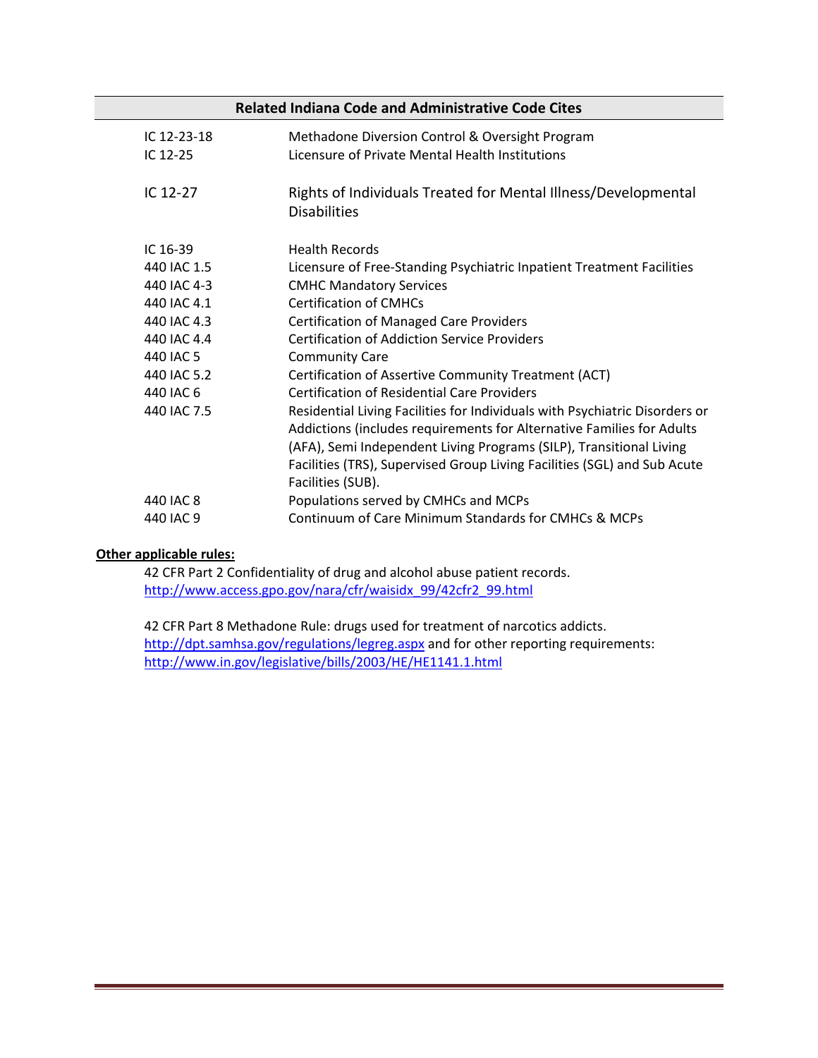| Related Indiana Code and Administrative Code Cites | |
|---|---|
| IC 12-23-18 | Methadone Diversion Control & Oversight Program |
| IC 12-25 | Licensure of Private Mental Health Institutions |
| IC 12-27 | Rights of Individuals Treated for Mental Illness/Developmental Disabilities |
| IC 16-39 | Health Records |
| 440 IAC 1.5 | Licensure of Free-Standing Psychiatric Inpatient Treatment Facilities |
| 440 IAC 4-3 | CMHC Mandatory Services |
| 440 IAC 4.1 | Certification of CMHCs |
| 440 IAC 4.3 | Certification of Managed Care Providers |
| 440 IAC 4.4 | Certification of Addiction Service Providers |
| 440 IAC 5 | Community Care |
| 440 IAC 5.2 | Certification of Assertive Community Treatment (ACT) |
| 440 IAC 6 | Certification of Residential Care Providers |
| 440 IAC 7.5 | Residential Living Facilities for Individuals with Psychiatric Disorders or Addictions (includes requirements for Alternative Families for Adults (AFA), Semi Independent Living Programs (SILP), Transitional Living Facilities (TRS), Supervised Group Living Facilities (SGL) and Sub Acute Facilities (SUB). |
| 440 IAC 8 | Populations served by CMHCs and MCPs |
| 440 IAC 9 | Continuum of Care Minimum Standards for CMHCs & MCPs |

**Other applicable rules:**

42 CFR Part 2 Confidentiality of drug and alcohol abuse patient records.
http://www.access.gpo.gov/nara/cfr/waisidx_99/42cfr2_99.html

42 CFR Part 8 Methadone Rule: drugs used for treatment of narcotics addicts.
http://dpt.samhsa.gov/regulations/legreg.aspx and for other reporting requirements:
http://www.in.gov/legislative/bills/2003/HE/HE1141.1.html